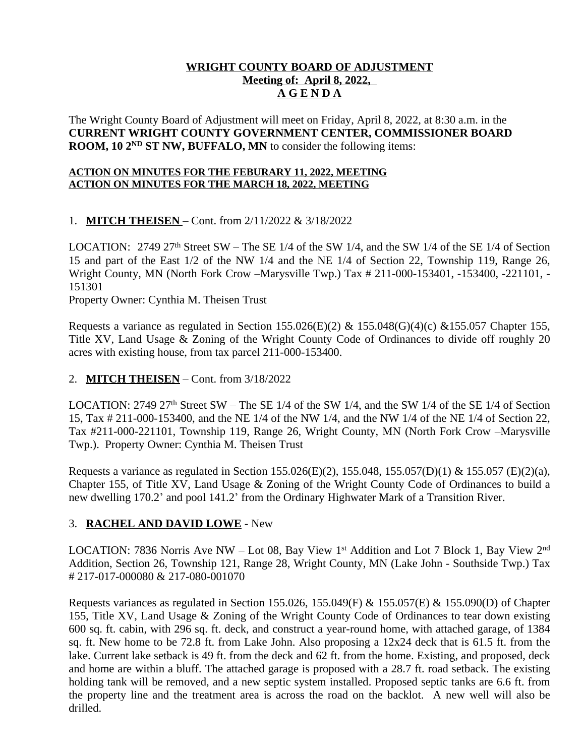# WRIGHT COUNTY BOARD OF ADJUSTMENT
## Meeting of: April 8, 2022,
## A G E N D A

The Wright County Board of Adjustment will meet on Friday, April 8, 2022, at 8:30 a.m. in the **CURRENT WRIGHT COUNTY GOVERNMENT CENTER, COMMISSIONER BOARD ROOM, 10 2ND ST NW, BUFFALO, MN** to consider the following items:

**ACTION ON MINUTES FOR THE FEBURARY 11, 2022, MEETING**
**ACTION ON MINUTES FOR THE MARCH 18, 2022, MEETING**

1. **MITCH THEISEN** – Cont. from 2/11/2022 & 3/18/2022

LOCATION: 2749 27th Street SW – The SE 1/4 of the SW 1/4, and the SW 1/4 of the SE 1/4 of Section 15 and part of the East 1/2 of the NW 1/4 and the NE 1/4 of Section 22, Township 119, Range 26, Wright County, MN (North Fork Crow –Marysville Twp.) Tax # 211-000-153401, -153400, -221101, -151301
Property Owner: Cynthia M. Theisen Trust

Requests a variance as regulated in Section 155.026(E)(2) & 155.048(G)(4)(c) &155.057 Chapter 155, Title XV, Land Usage & Zoning of the Wright County Code of Ordinances to divide off roughly 20 acres with existing house, from tax parcel 211-000-153400.

2. **MITCH THEISEN** – Cont. from 3/18/2022

LOCATION: 2749 27th Street SW – The SE 1/4 of the SW 1/4, and the SW 1/4 of the SE 1/4 of Section 15, Tax # 211-000-153400, and the NE 1/4 of the NW 1/4, and the NW 1/4 of the NE 1/4 of Section 22, Tax #211-000-221101, Township 119, Range 26, Wright County, MN (North Fork Crow –Marysville Twp.). Property Owner: Cynthia M. Theisen Trust

Requests a variance as regulated in Section 155.026(E)(2), 155.048, 155.057(D)(1) & 155.057 (E)(2)(a), Chapter 155, of Title XV, Land Usage & Zoning of the Wright County Code of Ordinances to build a new dwelling 170.2' and pool 141.2' from the Ordinary Highwater Mark of a Transition River.

3. **RACHEL AND DAVID LOWE** - New

LOCATION: 7836 Norris Ave NW – Lot 08, Bay View 1st Addition and Lot 7 Block 1, Bay View 2nd Addition, Section 26, Township 121, Range 28, Wright County, MN (Lake John - Southside Twp.) Tax # 217-017-000080 & 217-080-001070

Requests variances as regulated in Section 155.026, 155.049(F) & 155.057(E) & 155.090(D) of Chapter 155, Title XV, Land Usage & Zoning of the Wright County Code of Ordinances to tear down existing 600 sq. ft. cabin, with 296 sq. ft. deck, and construct a year-round home, with attached garage, of 1384 sq. ft. New home to be 72.8 ft. from Lake John. Also proposing a 12x24 deck that is 61.5 ft. from the lake. Current lake setback is 49 ft. from the deck and 62 ft. from the home. Existing, and proposed, deck and home are within a bluff. The attached garage is proposed with a 28.7 ft. road setback. The existing holding tank will be removed, and a new septic system installed. Proposed septic tanks are 6.6 ft. from the property line and the treatment area is across the road on the backlot. A new well will also be drilled.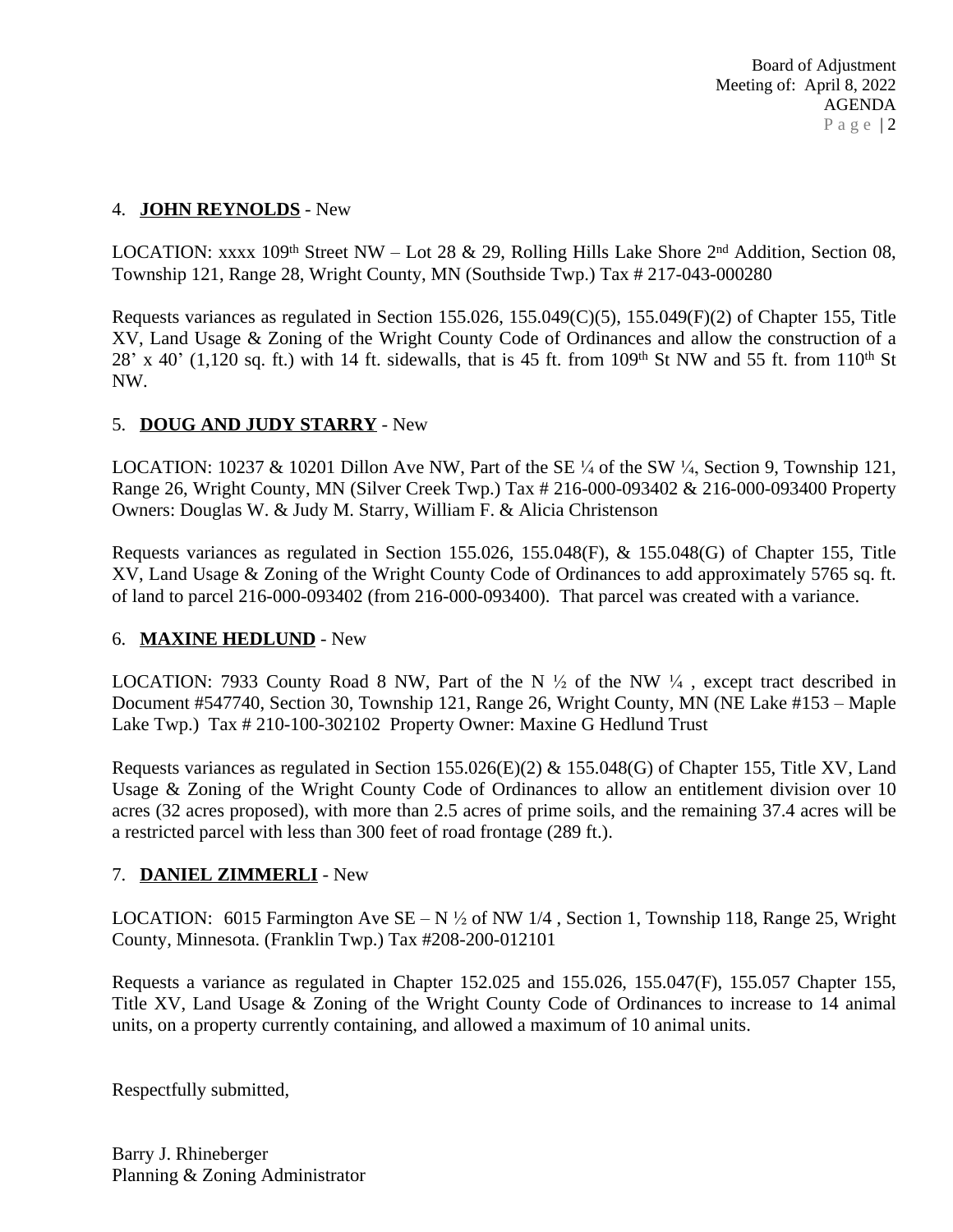4. **JOHN REYNOLDS** - New

LOCATION: xxxx 109th Street NW – Lot 28 & 29, Rolling Hills Lake Shore 2nd Addition, Section 08, Township 121, Range 28, Wright County, MN (Southside Twp.) Tax # 217-043-000280

Requests variances as regulated in Section 155.026, 155.049(C)(5), 155.049(F)(2) of Chapter 155, Title XV, Land Usage & Zoning of the Wright County Code of Ordinances and allow the construction of a 28' x 40' (1,120 sq. ft.) with 14 ft. sidewalls, that is 45 ft. from 109th St NW and 55 ft. from 110th St NW.

5. **DOUG AND JUDY STARRY** - New

LOCATION: 10237 & 10201 Dillon Ave NW, Part of the SE ¼ of the SW ¼, Section 9, Township 121, Range 26, Wright County, MN (Silver Creek Twp.) Tax # 216-000-093402 & 216-000-093400 Property Owners: Douglas W. & Judy M. Starry, William F. & Alicia Christenson

Requests variances as regulated in Section 155.026, 155.048(F), & 155.048(G) of Chapter 155, Title XV, Land Usage & Zoning of the Wright County Code of Ordinances to add approximately 5765 sq. ft. of land to parcel 216-000-093402 (from 216-000-093400). That parcel was created with a variance.

6. **MAXINE HEDLUND** - New

LOCATION: 7933 County Road 8 NW, Part of the N ½ of the NW ¼ , except tract described in Document #547740, Section 30, Township 121, Range 26, Wright County, MN (NE Lake #153 – Maple Lake Twp.) Tax # 210-100-302102 Property Owner: Maxine G Hedlund Trust

Requests variances as regulated in Section 155.026(E)(2) & 155.048(G) of Chapter 155, Title XV, Land Usage & Zoning of the Wright County Code of Ordinances to allow an entitlement division over 10 acres (32 acres proposed), with more than 2.5 acres of prime soils, and the remaining 37.4 acres will be a restricted parcel with less than 300 feet of road frontage (289 ft.).

7. **DANIEL ZIMMERLI** - New

LOCATION: 6015 Farmington Ave SE – N ½ of NW 1/4 , Section 1, Township 118, Range 25, Wright County, Minnesota. (Franklin Twp.) Tax #208-200-012101

Requests a variance as regulated in Chapter 152.025 and 155.026, 155.047(F), 155.057 Chapter 155, Title XV, Land Usage & Zoning of the Wright County Code of Ordinances to increase to 14 animal units, on a property currently containing, and allowed a maximum of 10 animal units.

Respectfully submitted,

Barry J. Rhineberger
Planning & Zoning Administrator